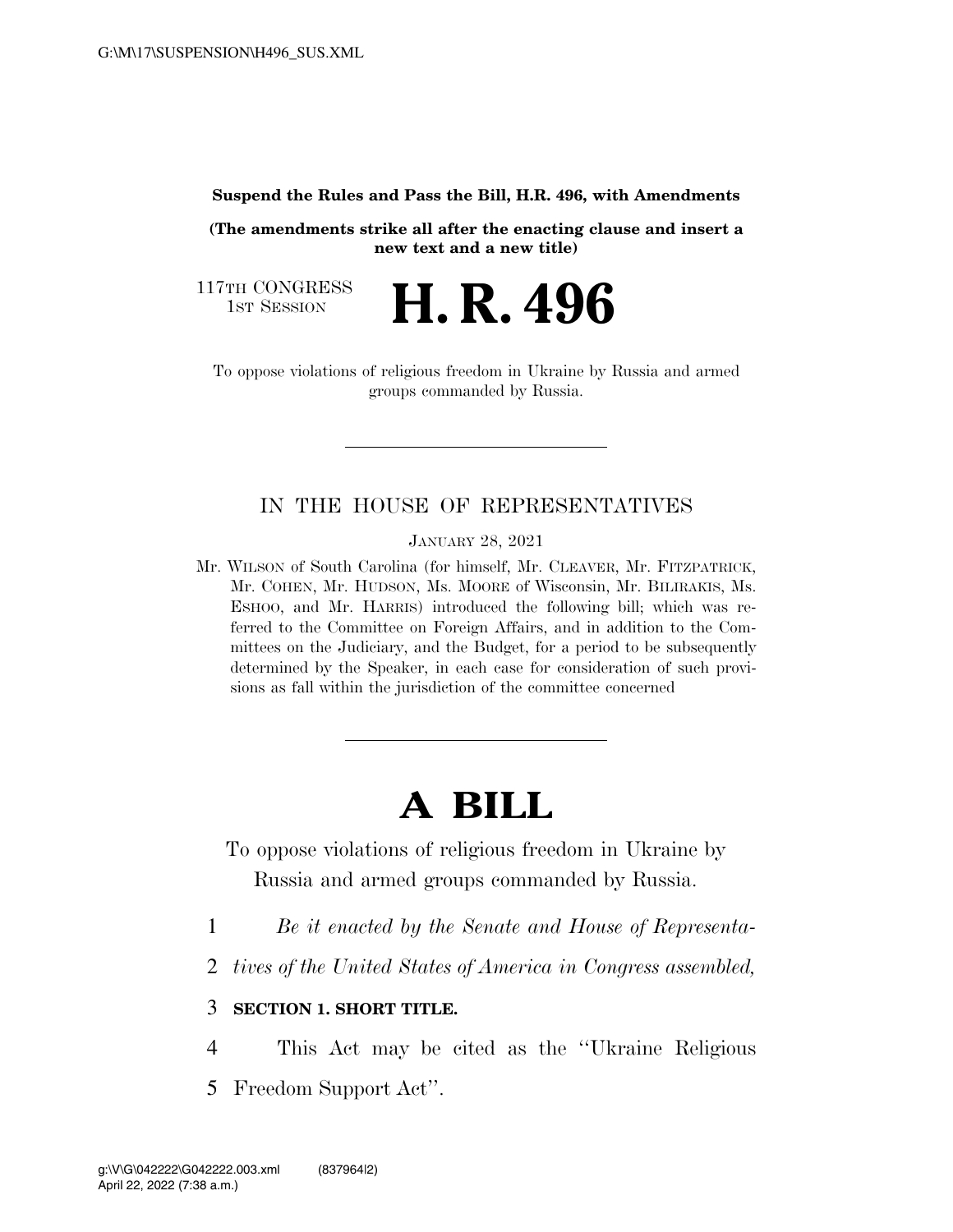**Suspend the Rules and Pass the Bill, H.R. 496, with Amendments**

**(The amendments strike all after the enacting clause and insert a new text and a new title)**

117TH CONGRESS
1ST SESSION

# H. R. 496

To oppose violations of religious freedom in Ukraine by Russia and armed groups commanded by Russia.

---

IN THE HOUSE OF REPRESENTATIVES

JANUARY 28, 2021

Mr. WILSON of South Carolina (for himself, Mr. CLEAVER, Mr. FITZPATRICK, Mr. COHEN, Mr. HUDSON, Ms. MOORE of Wisconsin, Mr. BILIRAKIS, Ms. ESHOO, and Mr. HARRIS) introduced the following bill; which was referred to the Committee on Foreign Affairs, and in addition to the Committees on the Judiciary, and the Budget, for a period to be subsequently determined by the Speaker, in each case for consideration of such provisions as fall within the jurisdiction of the committee concerned

---

# A BILL

To oppose violations of religious freedom in Ukraine by Russia and armed groups commanded by Russia.

1 *Be it enacted by the Senate and House of Representa-*
2 *tives of the United States of America in Congress assembled,*

3 **SECTION 1. SHORT TITLE.**

4 This Act may be cited as the ''Ukraine Religious
5 Freedom Support Act''.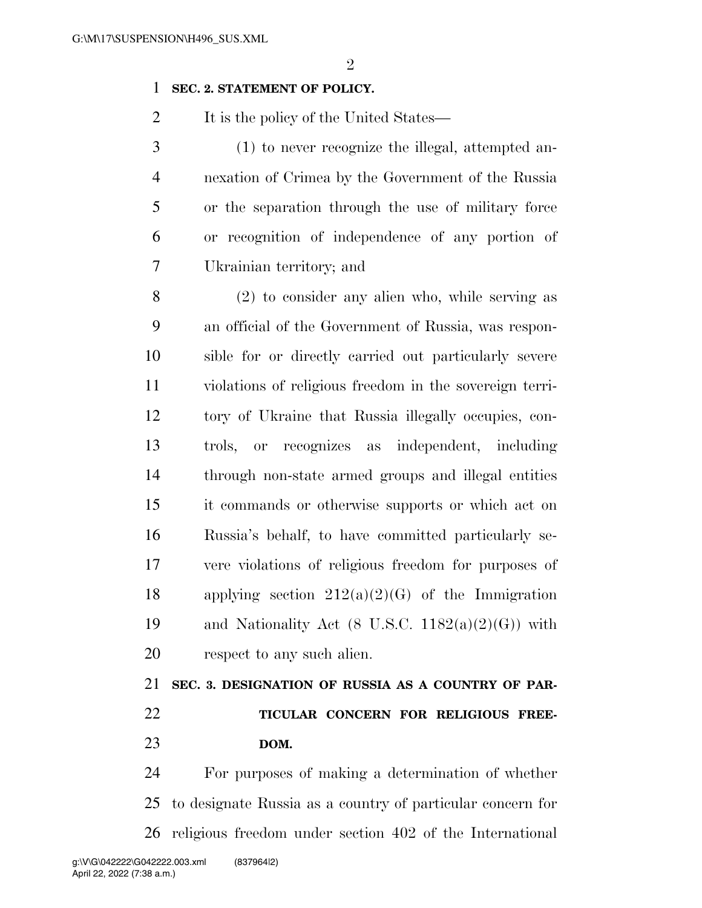**SEC. 2. STATEMENT OF POLICY.**

It is the policy of the United States—

(1) to never recognize the illegal, attempted annexation of Crimea by the Government of the Russia or the separation through the use of military force or recognition of independence of any portion of Ukrainian territory; and

(2) to consider any alien who, while serving as an official of the Government of Russia, was responsible for or directly carried out particularly severe violations of religious freedom in the sovereign territory of Ukraine that Russia illegally occupies, controls, or recognizes as independent, including through non-state armed groups and illegal entities it commands or otherwise supports or which act on Russia's behalf, to have committed particularly severe violations of religious freedom for purposes of applying section 212(a)(2)(G) of the Immigration and Nationality Act (8 U.S.C. 1182(a)(2)(G)) with respect to any such alien.

**SEC. 3. DESIGNATION OF RUSSIA AS A COUNTRY OF PARTICULAR CONCERN FOR RELIGIOUS FREEDOM.**

For purposes of making a determination of whether to designate Russia as a country of particular concern for religious freedom under section 402 of the International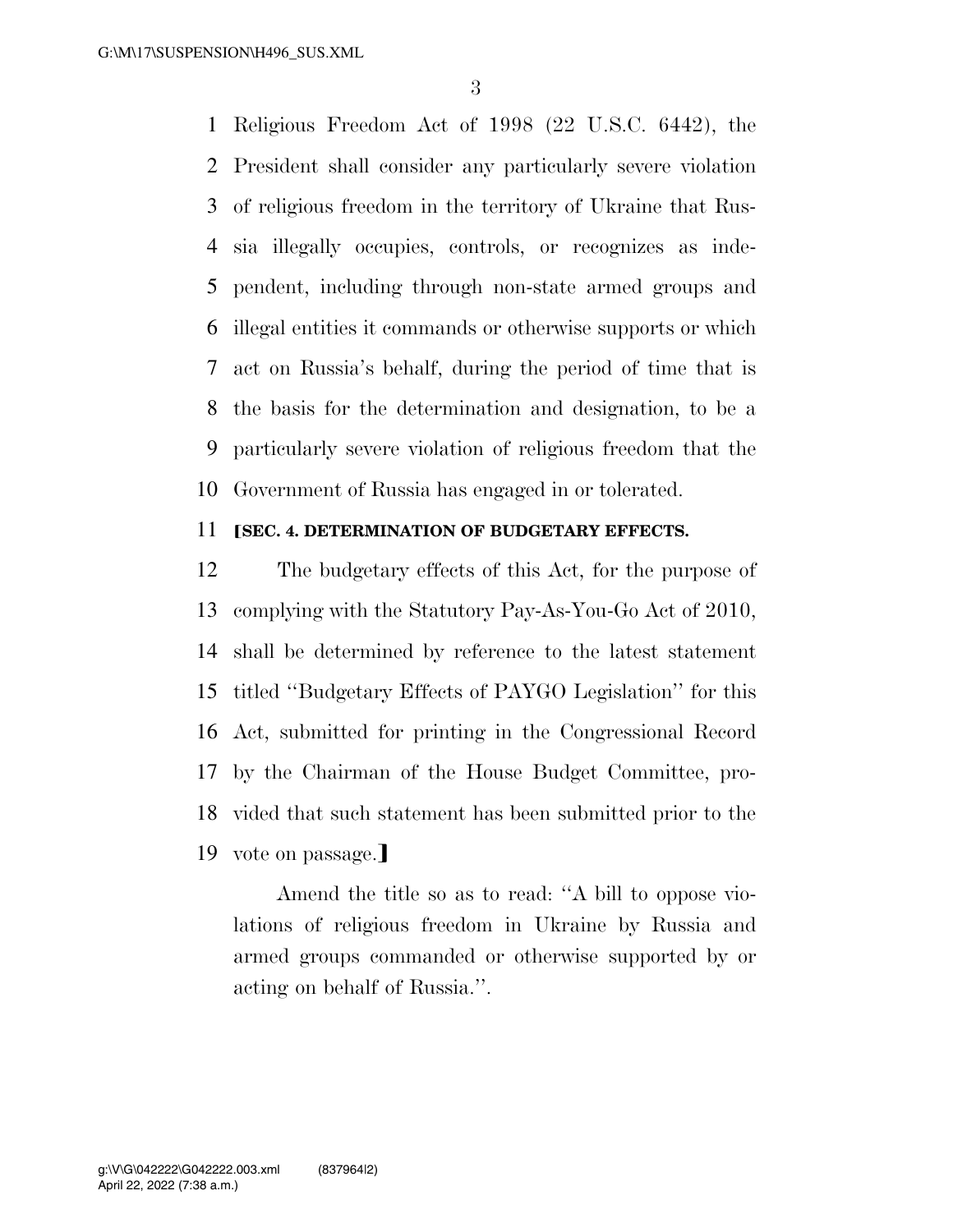Religious Freedom Act of 1998 (22 U.S.C. 6442), the President shall consider any particularly severe violation of religious freedom in the territory of Ukraine that Russia illegally occupies, controls, or recognizes as independent, including through non-state armed groups and illegal entities it commands or otherwise supports or which act on Russia's behalf, during the period of time that is the basis for the determination and designation, to be a particularly severe violation of religious freedom that the Government of Russia has engaged in or tolerated.

**[SEC. 4. DETERMINATION OF BUDGETARY EFFECTS.**

The budgetary effects of this Act, for the purpose of complying with the Statutory Pay-As-You-Go Act of 2010, shall be determined by reference to the latest statement titled ''Budgetary Effects of PAYGO Legislation'' for this Act, submitted for printing in the Congressional Record by the Chairman of the House Budget Committee, provided that such statement has been submitted prior to the vote on passage.]

Amend the title so as to read: ''A bill to oppose violations of religious freedom in Ukraine by Russia and armed groups commanded or otherwise supported by or acting on behalf of Russia.''.